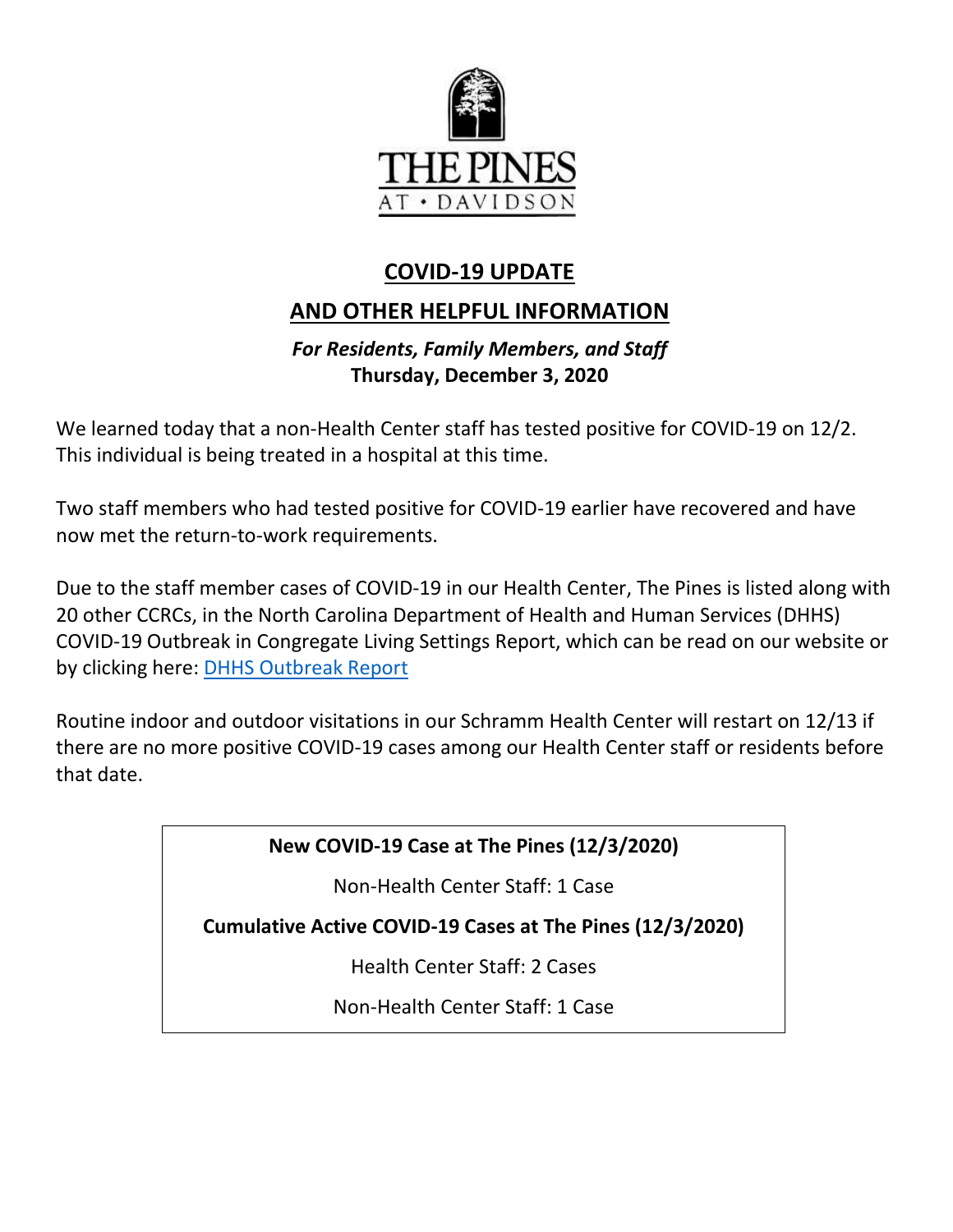THE PINES

AT • DAVIDSON

# COVID-19 UPDATE

# AND OTHER HELPFUL INFORMATION

***For Residents, Family Members, and Staff***

**Thursday, December 3, 2020**

We learned today that a non-Health Center staff has tested positive for COVID-19 on 12/2. This individual is being treated in a hospital at this time.

Two staff members who had tested positive for COVID-19 earlier have recovered and have now met the return-to-work requirements.

Due to the staff member cases of COVID-19 in our Health Center, The Pines is listed along with 20 other CCRCs, in the North Carolina Department of Health and Human Services (DHHS) COVID-19 Outbreak in Congregate Living Settings Report, which can be read on our website or by clicking here: DHHS Outbreak Report

Routine indoor and outdoor visitations in our Schramm Health Center will restart on 12/13 if there are no more positive COVID-19 cases among our Health Center staff or residents before that date.

| **New COVID-19 Case at The Pines (12/3/2020)** |
| --- |
| Non-Health Center Staff: 1 Case |
| **Cumulative Active COVID-19 Cases at The Pines (12/3/2020)** |
| Health Center Staff: 2 Cases |
| Non-Health Center Staff: 1 Case |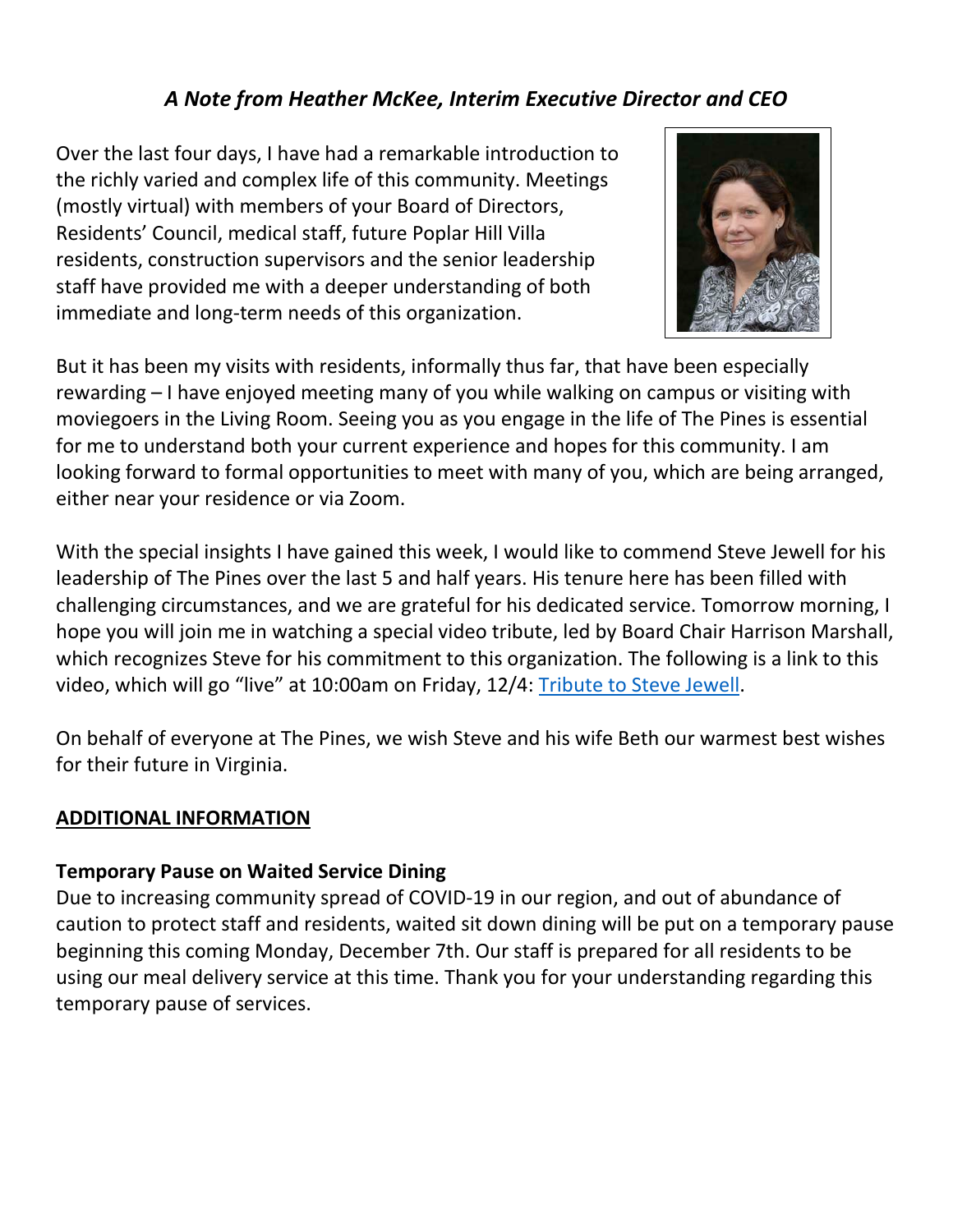## *A Note from Heather McKee, Interim Executive Director and CEO*

Over the last four days, I have had a remarkable introduction to the richly varied and complex life of this community. Meetings (mostly virtual) with members of your Board of Directors, Residents' Council, medical staff, future Poplar Hill Villa residents, construction supervisors and the senior leadership staff have provided me with a deeper understanding of both immediate and long-term needs of this organization.

But it has been my visits with residents, informally thus far, that have been especially rewarding – I have enjoyed meeting many of you while walking on campus or visiting with moviegoers in the Living Room. Seeing you as you engage in the life of The Pines is essential for me to understand both your current experience and hopes for this community. I am looking forward to formal opportunities to meet with many of you, which are being arranged, either near your residence or via Zoom.

With the special insights I have gained this week, I would like to commend Steve Jewell for his leadership of The Pines over the last 5 and half years. His tenure here has been filled with challenging circumstances, and we are grateful for his dedicated service. Tomorrow morning, I hope you will join me in watching a special video tribute, led by Board Chair Harrison Marshall, which recognizes Steve for his commitment to this organization. The following is a link to this video, which will go "live" at 10:00am on Friday, 12/4: Tribute to Steve Jewell.

On behalf of everyone at The Pines, we wish Steve and his wife Beth our warmest best wishes for their future in Virginia.

## ADDITIONAL INFORMATION

**Temporary Pause on Waited Service Dining**

Due to increasing community spread of COVID-19 in our region, and out of abundance of caution to protect staff and residents, waited sit down dining will be put on a temporary pause beginning this coming Monday, December 7th. Our staff is prepared for all residents to be using our meal delivery service at this time. Thank you for your understanding regarding this temporary pause of services.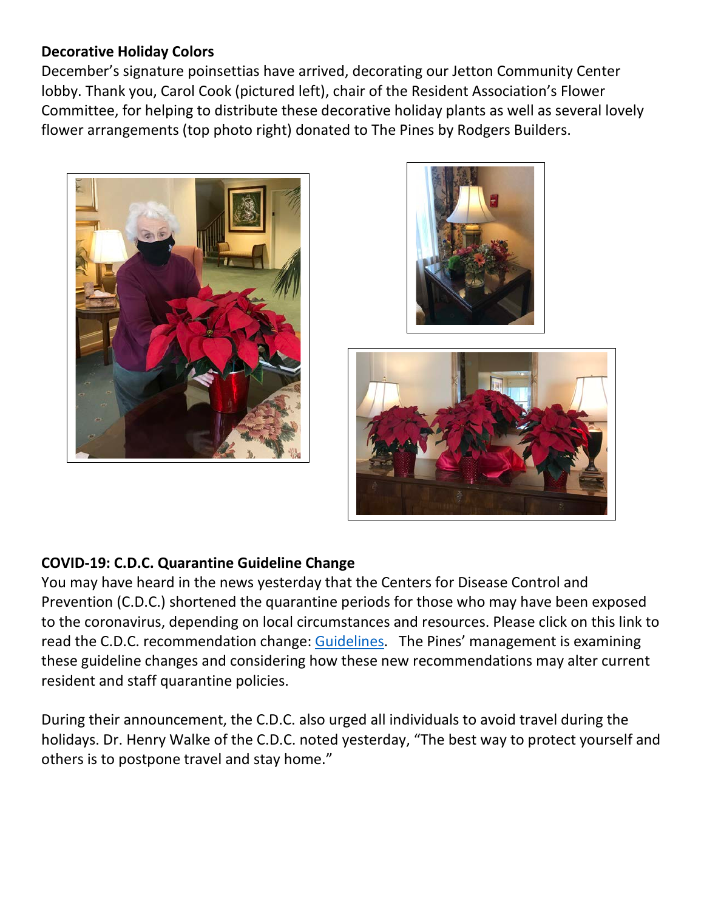**Decorative Holiday Colors**

December's signature poinsettias have arrived, decorating our Jetton Community Center lobby. Thank you, Carol Cook (pictured left), chair of the Resident Association's Flower Committee, for helping to distribute these decorative holiday plants as well as several lovely flower arrangements (top photo right) donated to The Pines by Rodgers Builders.

**COVID-19: C.D.C. Quarantine Guideline Change**

You may have heard in the news yesterday that the Centers for Disease Control and Prevention (C.D.C.) shortened the quarantine periods for those who may have been exposed to the coronavirus, depending on local circumstances and resources. Please click on this link to read the C.D.C. recommendation change: Guidelines. The Pines' management is examining these guideline changes and considering how these new recommendations may alter current resident and staff quarantine policies.

During their announcement, the C.D.C. also urged all individuals to avoid travel during the holidays. Dr. Henry Walke of the C.D.C. noted yesterday, "The best way to protect yourself and others is to postpone travel and stay home."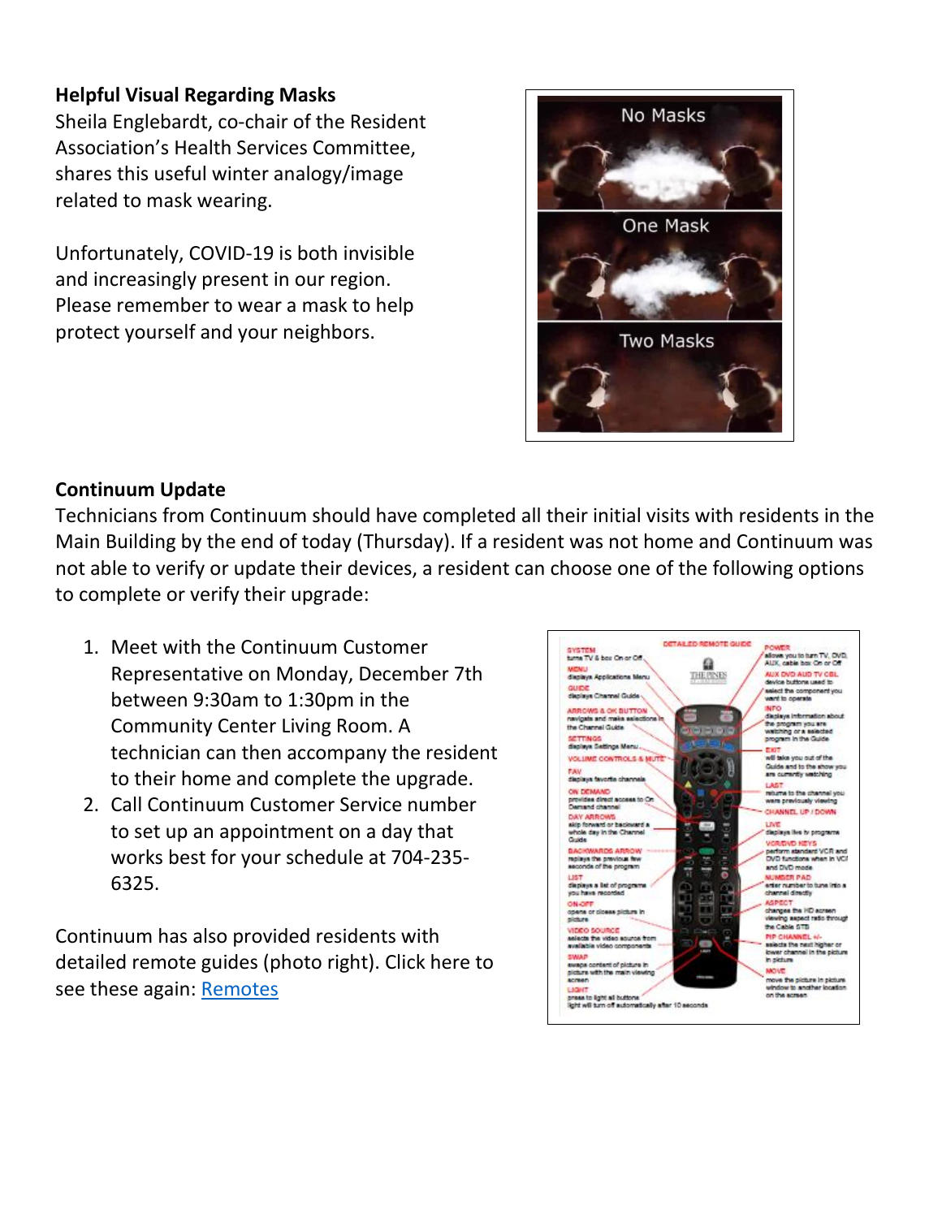**Helpful Visual Regarding Masks**

Sheila Englebardt, co-chair of the Resident Association's Health Services Committee, shares this useful winter analogy/image related to mask wearing.

Unfortunately, COVID-19 is both invisible and increasingly present in our region. Please remember to wear a mask to help protect yourself and your neighbors.

**Continuum Update**

Technicians from Continuum should have completed all their initial visits with residents in the Main Building by the end of today (Thursday). If a resident was not home and Continuum was not able to verify or update their devices, a resident can choose one of the following options to complete or verify their upgrade:

1. Meet with the Continuum Customer Representative on Monday, December 7th between 9:30am to 1:30pm in the Community Center Living Room. A technician can then accompany the resident to their home and complete the upgrade.
2. Call Continuum Customer Service number to set up an appointment on a day that works best for your schedule at 704-235-6325.

Continuum has also provided residents with detailed remote guides (photo right). Click here to see these again: [Remotes]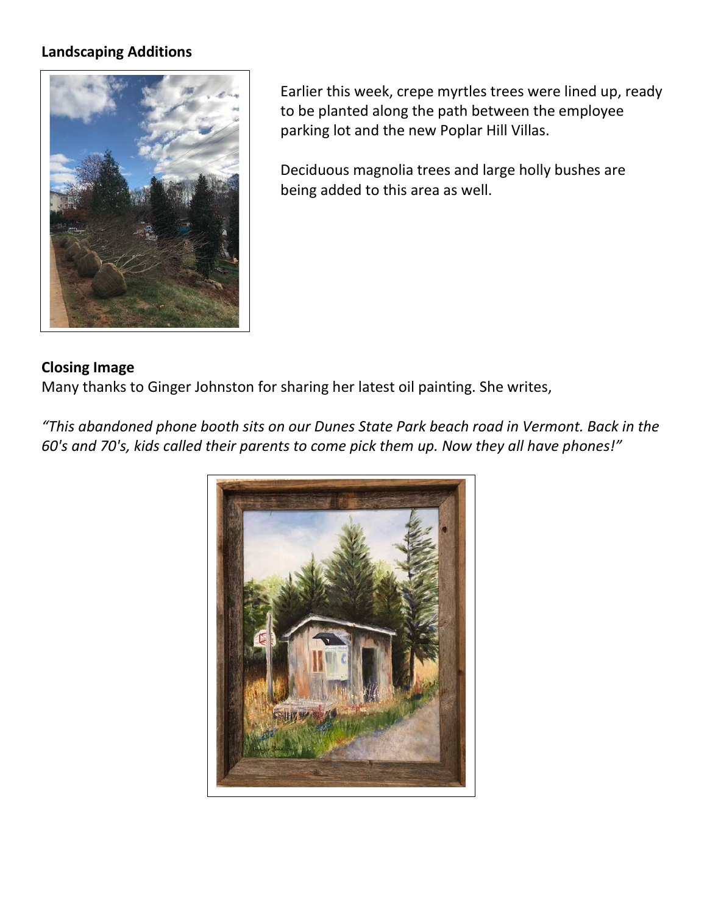**Landscaping Additions**

Earlier this week, crepe myrtles trees were lined up, ready to be planted along the path between the employee parking lot and the new Poplar Hill Villas.

Deciduous magnolia trees and large holly bushes are being added to this area as well.

**Closing Image**

Many thanks to Ginger Johnston for sharing her latest oil painting. She writes,

*"This abandoned phone booth sits on our Dunes State Park beach road in Vermont. Back in the 60's and 70's, kids called their parents to come pick them up. Now they all have phones!"*